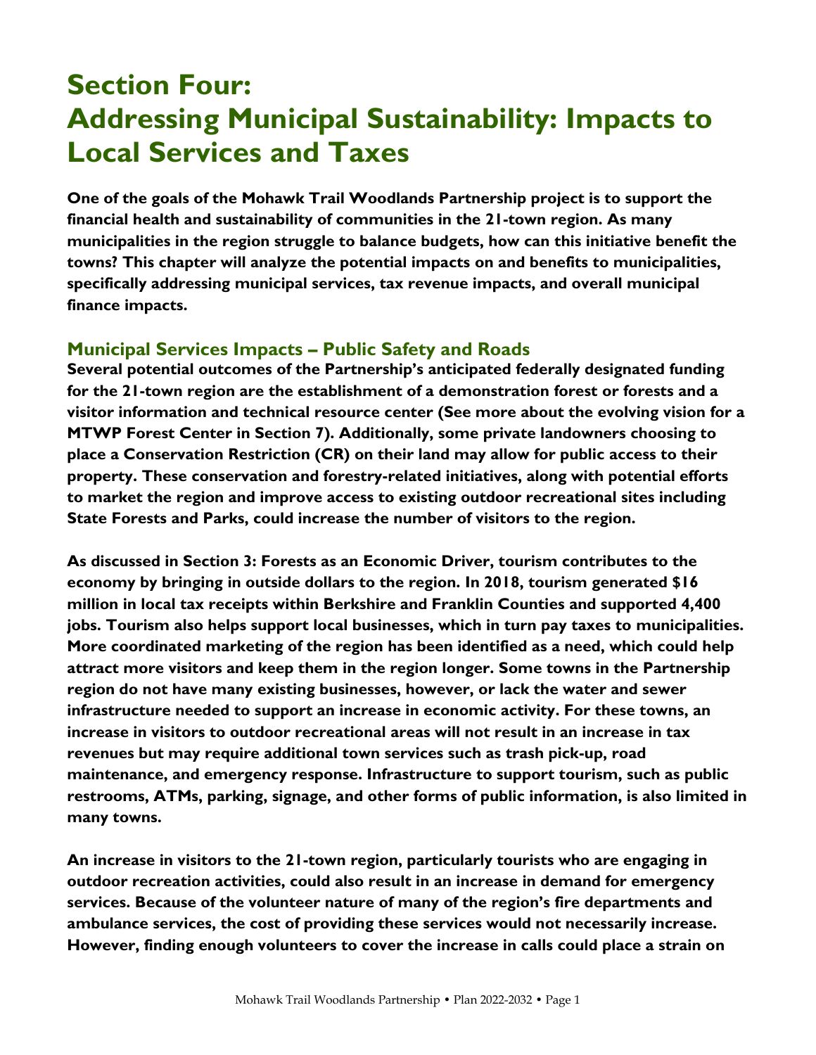# Section Four: Addressing Municipal Sustainability: Impacts to Local Services and Taxes

**One of the goals of the Mohawk Trail Woodlands Partnership project is to support the financial health and sustainability of communities in the 21-town region. As many municipalities in the region struggle to balance budgets, how can this initiative benefit the towns? This chapter will analyze the potential impacts on and benefits to municipalities, specifically addressing municipal services, tax revenue impacts, and overall municipal finance impacts.**

## Municipal Services Impacts – Public Safety and Roads

**Several potential outcomes of the Partnership's anticipated federally designated funding for the 21-town region are the establishment of a demonstration forest or forests and a visitor information and technical resource center (See more about the evolving vision for a MTWP Forest Center in Section 7). Additionally, some private landowners choosing to place a Conservation Restriction (CR) on their land may allow for public access to their property. These conservation and forestry-related initiatives, along with potential efforts to market the region and improve access to existing outdoor recreational sites including State Forests and Parks, could increase the number of visitors to the region.**

**As discussed in Section 3: Forests as an Economic Driver, tourism contributes to the economy by bringing in outside dollars to the region. In 2018, tourism generated $16 million in local tax receipts within Berkshire and Franklin Counties and supported 4,400 jobs. Tourism also helps support local businesses, which in turn pay taxes to municipalities. More coordinated marketing of the region has been identified as a need, which could help attract more visitors and keep them in the region longer. Some towns in the Partnership region do not have many existing businesses, however, or lack the water and sewer infrastructure needed to support an increase in economic activity. For these towns, an increase in visitors to outdoor recreational areas will not result in an increase in tax revenues but may require additional town services such as trash pick-up, road maintenance, and emergency response. Infrastructure to support tourism, such as public restrooms, ATMs, parking, signage, and other forms of public information, is also limited in many towns.**

**An increase in visitors to the 21-town region, particularly tourists who are engaging in outdoor recreation activities, could also result in an increase in demand for emergency services. Because of the volunteer nature of many of the region's fire departments and ambulance services, the cost of providing these services would not necessarily increase. However, finding enough volunteers to cover the increase in calls could place a strain on**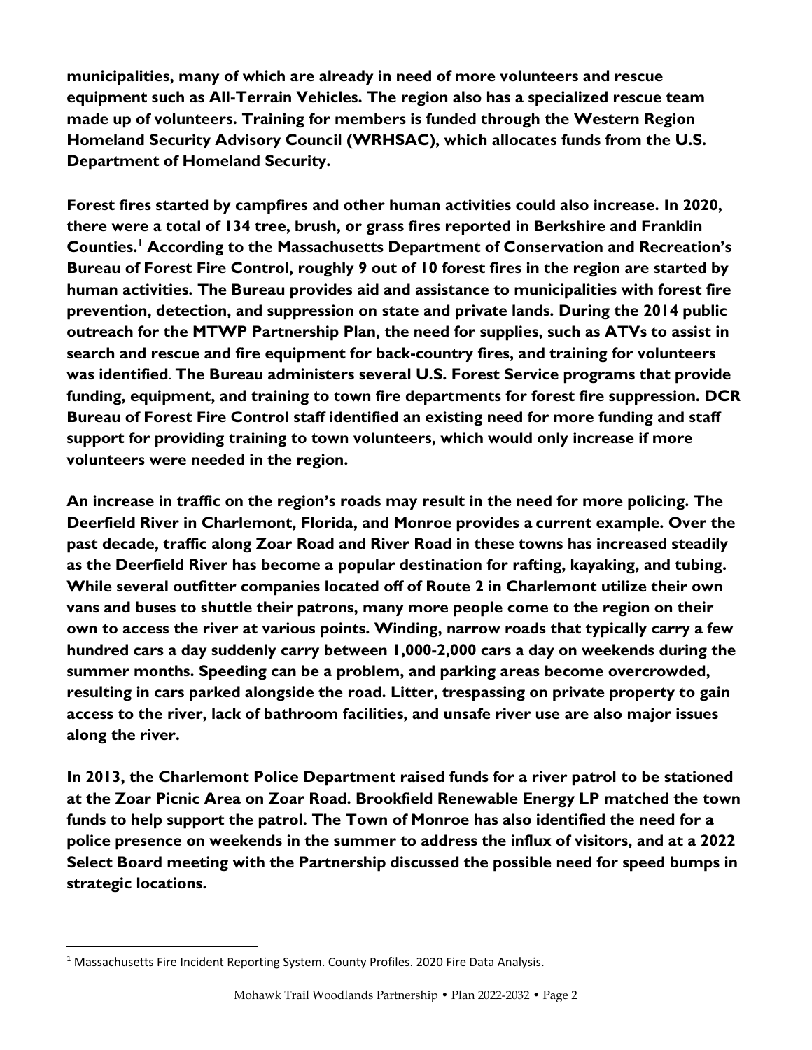**municipalities, many of which are already in need of more volunteers and rescue equipment such as All-Terrain Vehicles. The region also has a specialized rescue team made up of volunteers. Training for members is funded through the Western Region Homeland Security Advisory Council (WRHSAC), which allocates funds from the U.S. Department of Homeland Security.**

**Forest fires started by campfires and other human activities could also increase. In 2020, there were a total of 134 tree, brush, or grass fires reported in Berkshire and Franklin Counties.[1] According to the Massachusetts Department of Conservation and Recreation's Bureau of Forest Fire Control, roughly 9 out of 10 forest fires in the region are started by human activities. The Bureau provides aid and assistance to municipalities with forest fire prevention, detection, and suppression on state and private lands. During the 2014 public outreach for the MTWP Partnership Plan, the need for supplies, such as ATVs to assist in search and rescue and fire equipment for back-country fires, and training for volunteers was identified. The Bureau administers several U.S. Forest Service programs that provide funding, equipment, and training to town fire departments for forest fire suppression. DCR Bureau of Forest Fire Control staff identified an existing need for more funding and staff support for providing training to town volunteers, which would only increase if more volunteers were needed in the region.**

**An increase in traffic on the region's roads may result in the need for more policing. The Deerfield River in Charlemont, Florida, and Monroe provides a current example. Over the past decade, traffic along Zoar Road and River Road in these towns has increased steadily as the Deerfield River has become a popular destination for rafting, kayaking, and tubing. While several outfitter companies located off of Route 2 in Charlemont utilize their own vans and buses to shuttle their patrons, many more people come to the region on their own to access the river at various points. Winding, narrow roads that typically carry a few hundred cars a day suddenly carry between 1,000-2,000 cars a day on weekends during the summer months. Speeding can be a problem, and parking areas become overcrowded, resulting in cars parked alongside the road. Litter, trespassing on private property to gain access to the river, lack of bathroom facilities, and unsafe river use are also major issues along the river.**

**In 2013, the Charlemont Police Department raised funds for a river patrol to be stationed at the Zoar Picnic Area on Zoar Road. Brookfield Renewable Energy LP matched the town funds to help support the patrol. The Town of Monroe has also identified the need for a police presence on weekends in the summer to address the influx of visitors, and at a 2022 Select Board meeting with the Partnership discussed the possible need for speed bumps in strategic locations.**

[1] Massachusetts Fire Incident Reporting System. County Profiles. 2020 Fire Data Analysis.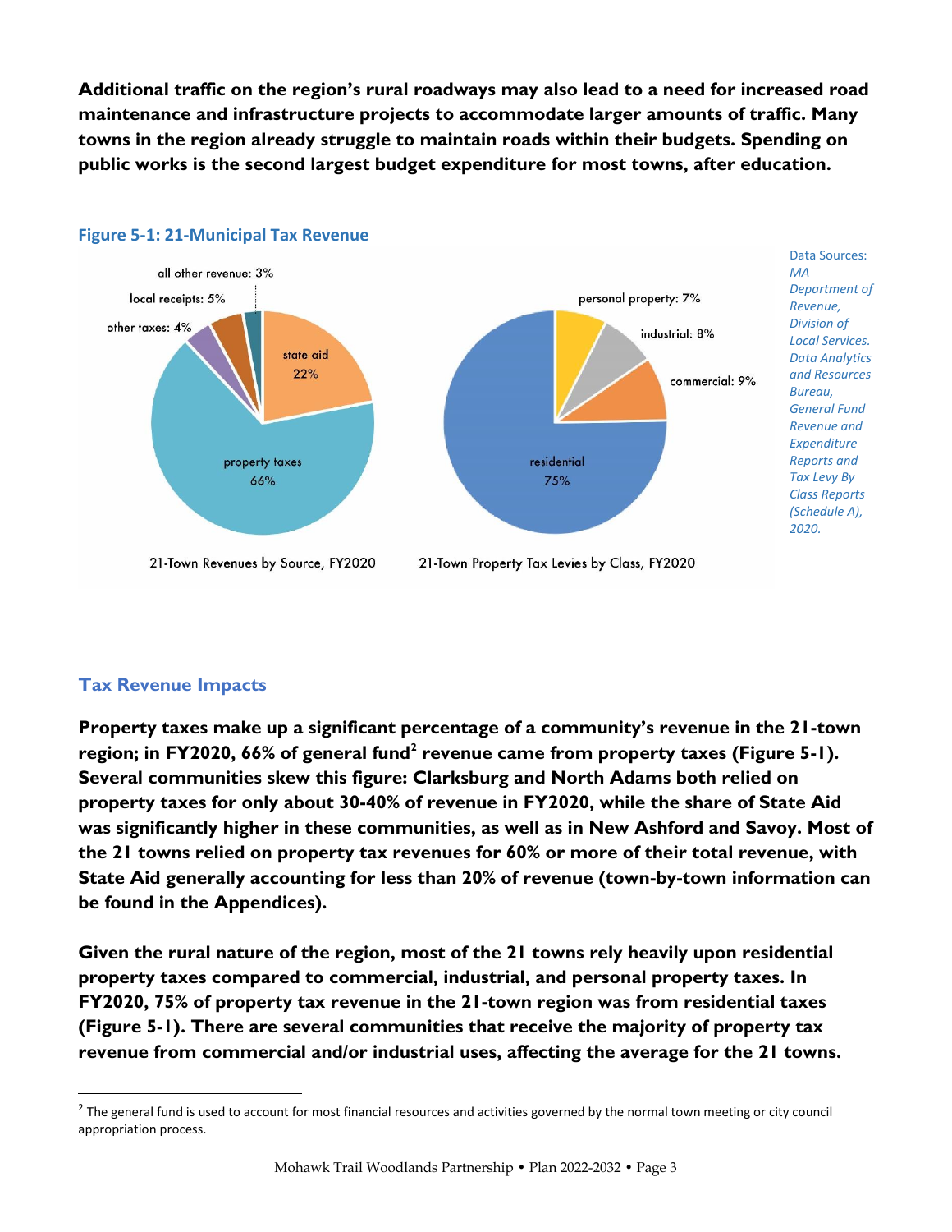**Additional traffic on the region's rural roadways may also lead to a need for increased road maintenance and infrastructure projects to accommodate larger amounts of traffic. Many towns in the region already struggle to maintain roads within their budgets. Spending on public works is the second largest budget expenditure for most towns, after education.**

### Figure 5-1: 21-Municipal Tax Revenue

| 21-Town Revenues by Source, FY2020 | |
|---|---|
| property taxes | 66% |
| state aid | 22% |
| local receipts | 5% |
| other taxes | 4% |
| all other revenue | 3% |

| 21-Town Property Tax Levies by Class, FY2020 | |
|---|---|
| residential | 75% |
| commercial | 9% |
| industrial | 8% |
| personal property | 7% |

*Data Sources: MA Department of Revenue, Division of Local Services. Data Analytics and Resources Bureau, General Fund Revenue and Expenditure Reports and Tax Levy By Class Reports (Schedule A), 2020.*

## Tax Revenue Impacts

**Property taxes make up a significant percentage of a community's revenue in the 21-town region; in FY2020, 66% of general fund[2] revenue came from property taxes (Figure 5-1). Several communities skew this figure: Clarksburg and North Adams both relied on property taxes for only about 30-40% of revenue in FY2020, while the share of State Aid was significantly higher in these communities, as well as in New Ashford and Savoy. Most of the 21 towns relied on property tax revenues for 60% or more of their total revenue, with State Aid generally accounting for less than 20% of revenue (town-by-town information can be found in the Appendices).**

**Given the rural nature of the region, most of the 21 towns rely heavily upon residential property taxes compared to commercial, industrial, and personal property taxes. In FY2020, 75% of property tax revenue in the 21-town region was from residential taxes (Figure 5-1). There are several communities that receive the majority of property tax revenue from commercial and/or industrial uses, affecting the average for the 21 towns.**

[2] The general fund is used to account for most financial resources and activities governed by the normal town meeting or city council appropriation process.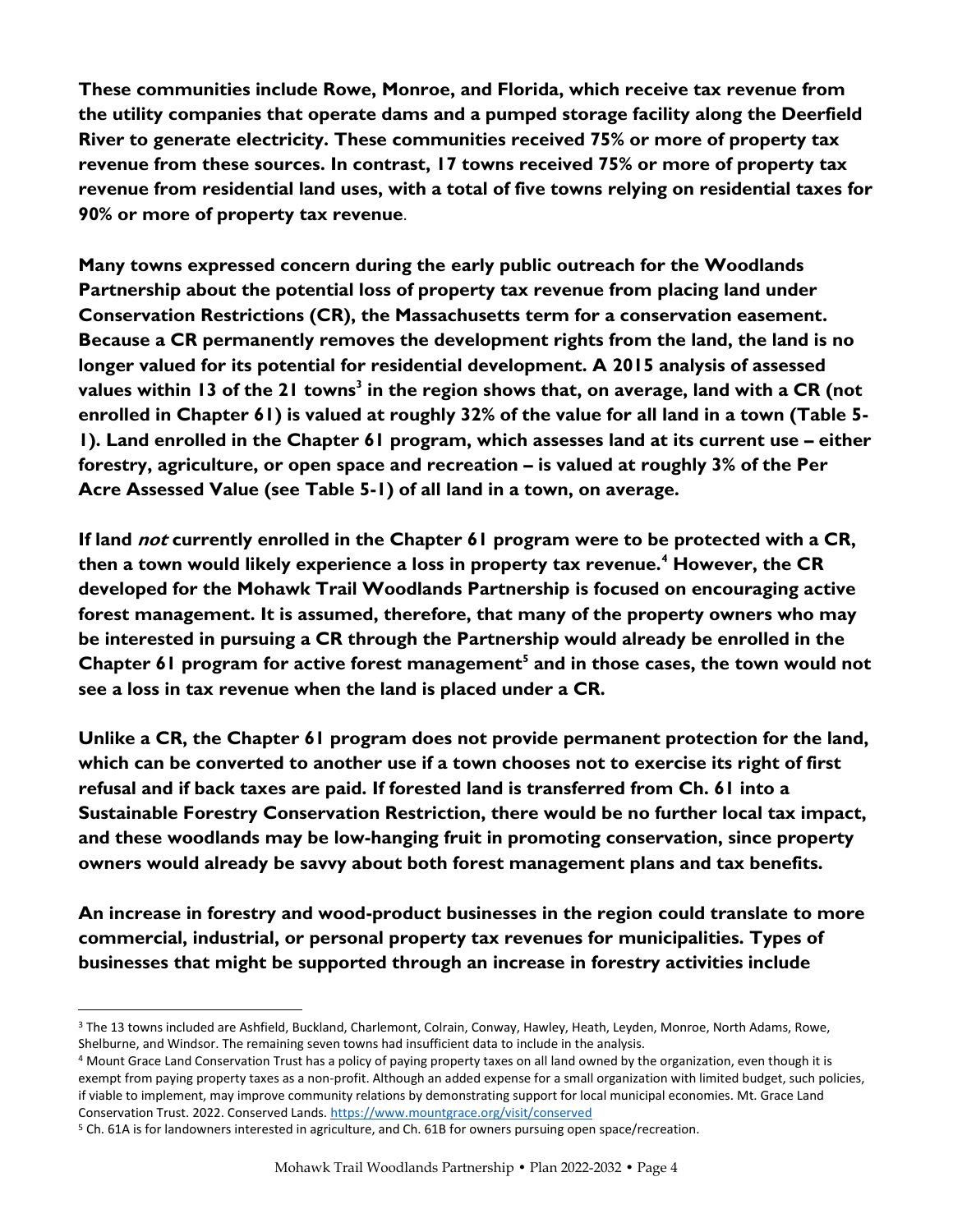**These communities include Rowe, Monroe, and Florida, which receive tax revenue from the utility companies that operate dams and a pumped storage facility along the Deerfield River to generate electricity. These communities received 75% or more of property tax revenue from these sources. In contrast, 17 towns received 75% or more of property tax revenue from residential land uses, with a total of five towns relying on residential taxes for 90% or more of property tax revenue**.

**Many towns expressed concern during the early public outreach for the Woodlands Partnership about the potential loss of property tax revenue from placing land under Conservation Restrictions (CR), the Massachusetts term for a conservation easement. Because a CR permanently removes the development rights from the land, the land is no longer valued for its potential for residential development. A 2015 analysis of assessed values within 13 of the 21 towns[3] in the region shows that, on average, land with a CR (not enrolled in Chapter 61) is valued at roughly 32% of the value for all land in a town (Table 5-1). Land enrolled in the Chapter 61 program, which assesses land at its current use – either forestry, agriculture, or open space and recreation – is valued at roughly 3% of the Per Acre Assessed Value (see Table 5-1) of all land in a town, on average.**

**If land *not* currently enrolled in the Chapter 61 program were to be protected with a CR, then a town would likely experience a loss in property tax revenue.[4] However, the CR developed for the Mohawk Trail Woodlands Partnership is focused on encouraging active forest management. It is assumed, therefore, that many of the property owners who may be interested in pursuing a CR through the Partnership would already be enrolled in the Chapter 61 program for active forest management[5] and in those cases, the town would not see a loss in tax revenue when the land is placed under a CR.**

**Unlike a CR, the Chapter 61 program does not provide permanent protection for the land, which can be converted to another use if a town chooses not to exercise its right of first refusal and if back taxes are paid. If forested land is transferred from Ch. 61 into a Sustainable Forestry Conservation Restriction, there would be no further local tax impact, and these woodlands may be low-hanging fruit in promoting conservation, since property owners would already be savvy about both forest management plans and tax benefits.**

**An increase in forestry and wood-product businesses in the region could translate to more commercial, industrial, or personal property tax revenues for municipalities. Types of businesses that might be supported through an increase in forestry activities include**

---

[3] The 13 towns included are Ashfield, Buckland, Charlemont, Colrain, Conway, Hawley, Heath, Leyden, Monroe, North Adams, Rowe, Shelburne, and Windsor. The remaining seven towns had insufficient data to include in the analysis.

[4] Mount Grace Land Conservation Trust has a policy of paying property taxes on all land owned by the organization, even though it is exempt from paying property taxes as a non-profit. Although an added expense for a small organization with limited budget, such policies, if viable to implement, may improve community relations by demonstrating support for local municipal economies. Mt. Grace Land Conservation Trust. 2022. Conserved Lands. https://www.mountgrace.org/visit/conserved

[5] Ch. 61A is for landowners interested in agriculture, and Ch. 61B for owners pursuing open space/recreation.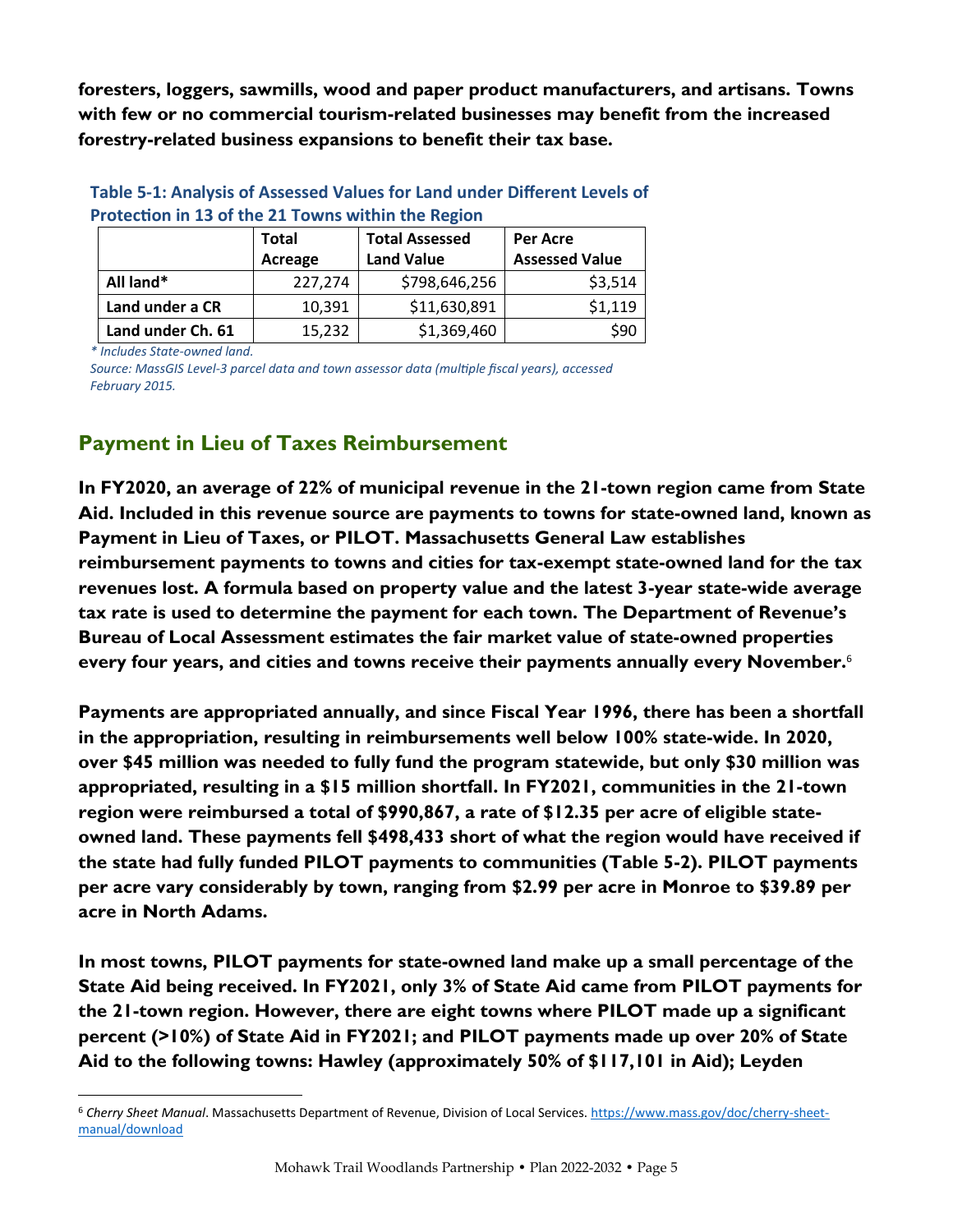**foresters, loggers, sawmills, wood and paper product manufacturers, and artisans. Towns with few or no commercial tourism-related businesses may benefit from the increased forestry-related business expansions to benefit their tax base.**

**Table 5-1: Analysis of Assessed Values for Land under Different Levels of Protection in 13 of the 21 Towns within the Region**

| | Total Acreage | Total Assessed Land Value | Per Acre Assessed Value |
|---|---|---|---|
| **All land*** | 227,274 | $798,646,256 | $3,514 |
| **Land under a CR** | 10,391 | $11,630,891 | $1,119 |
| **Land under Ch. 61** | 15,232 | $1,369,460 | $90 |

*\* Includes State-owned land.*

*Source: MassGIS Level-3 parcel data and town assessor data (multiple fiscal years), accessed February 2015.*

## Payment in Lieu of Taxes Reimbursement

**In FY2020, an average of 22% of municipal revenue in the 21-town region came from State Aid. Included in this revenue source are payments to towns for state-owned land, known as Payment in Lieu of Taxes, or PILOT. Massachusetts General Law establishes reimbursement payments to towns and cities for tax-exempt state-owned land for the tax revenues lost. A formula based on property value and the latest 3-year state-wide average tax rate is used to determine the payment for each town. The Department of Revenue's Bureau of Local Assessment estimates the fair market value of state-owned properties every four years, and cities and towns receive their payments annually every November.**[6]

**Payments are appropriated annually, and since Fiscal Year 1996, there has been a shortfall in the appropriation, resulting in reimbursements well below 100% state-wide. In 2020, over $45 million was needed to fully fund the program statewide, but only $30 million was appropriated, resulting in a $15 million shortfall. In FY2021, communities in the 21-town region were reimbursed a total of $990,867, a rate of $12.35 per acre of eligible state-owned land. These payments fell $498,433 short of what the region would have received if the state had fully funded PILOT payments to communities (Table 5-2). PILOT payments per acre vary considerably by town, ranging from $2.99 per acre in Monroe to $39.89 per acre in North Adams.**

**In most towns, PILOT payments for state-owned land make up a small percentage of the State Aid being received. In FY2021, only 3% of State Aid came from PILOT payments for the 21-town region. However, there are eight towns where PILOT made up a significant percent (>10%) of State Aid in FY2021; and PILOT payments made up over 20% of State Aid to the following towns: Hawley (approximately 50% of $117,101 in Aid); Leyden**

[6] *Cherry Sheet Manual*. Massachusetts Department of Revenue, Division of Local Services. https://www.mass.gov/doc/cherry-sheet-manual/download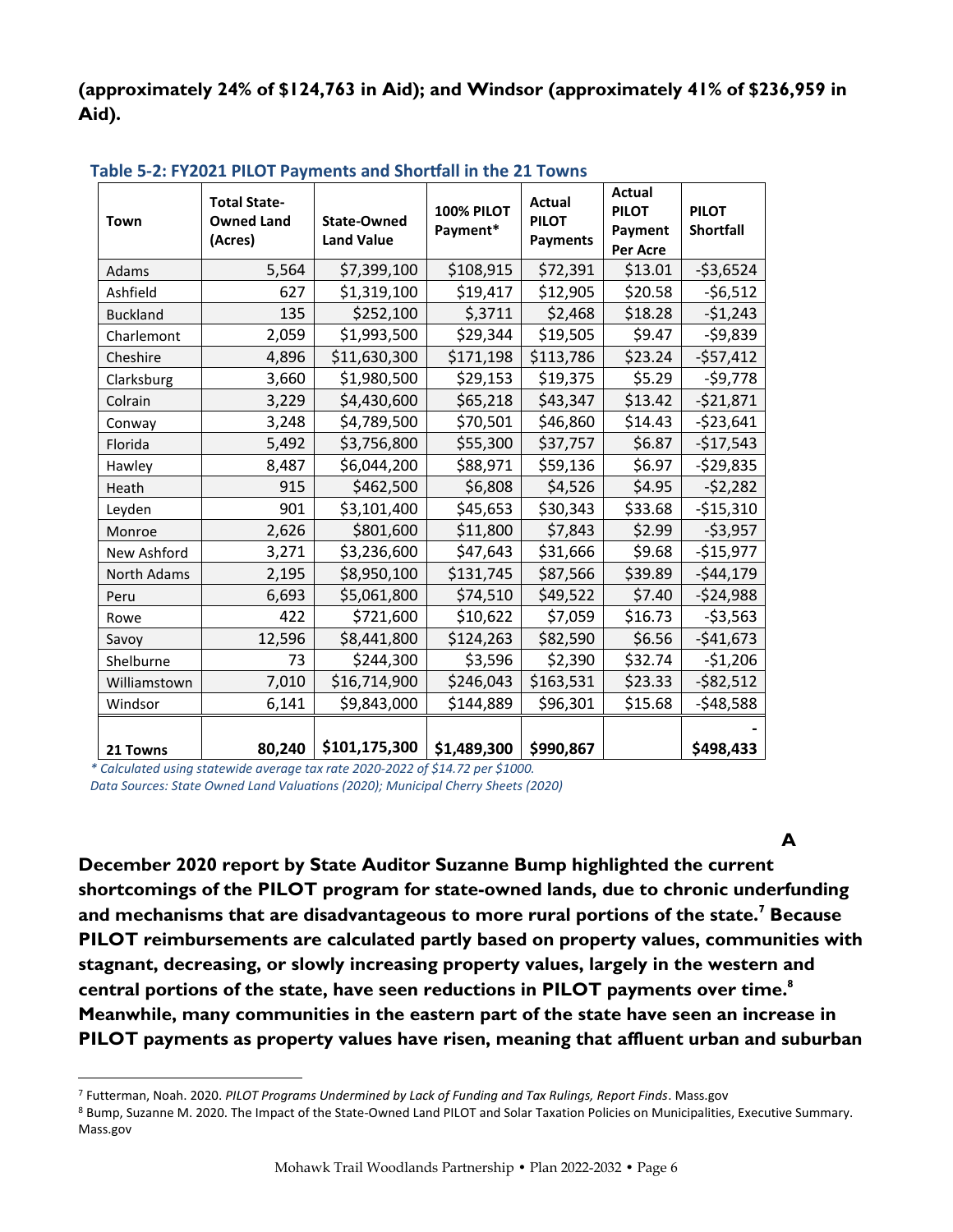**(approximately 24% of $124,763 in Aid); and Windsor (approximately 41% of $236,959 in Aid).**

**Table 5-2: FY2021 PILOT Payments and Shortfall in the 21 Towns**

| Town | Total State-Owned Land (Acres) | State-Owned Land Value | 100% PILOT Payment* | Actual PILOT Payments | Actual PILOT Payment Per Acre | PILOT Shortfall |
|---|---|---|---|---|---|---|
| Adams | 5,564 | $7,399,100 | $108,915 | $72,391 | $13.01 | -$3,6524 |
| Ashfield | 627 | $1,319,100 | $19,417 | $12,905 | $20.58 | -$6,512 |
| Buckland | 135 | $252,100 | $,3711 | $2,468 | $18.28 | -$1,243 |
| Charlemont | 2,059 | $1,993,500 | $29,344 | $19,505 | $9.47 | -$9,839 |
| Cheshire | 4,896 | $11,630,300 | $171,198 | $113,786 | $23.24 | -$57,412 |
| Clarksburg | 3,660 | $1,980,500 | $29,153 | $19,375 | $5.29 | -$9,778 |
| Colrain | 3,229 | $4,430,600 | $65,218 | $43,347 | $13.42 | -$21,871 |
| Conway | 3,248 | $4,789,500 | $70,501 | $46,860 | $14.43 | -$23,641 |
| Florida | 5,492 | $3,756,800 | $55,300 | $37,757 | $6.87 | -$17,543 |
| Hawley | 8,487 | $6,044,200 | $88,971 | $59,136 | $6.97 | -$29,835 |
| Heath | 915 | $462,500 | $6,808 | $4,526 | $4.95 | -$2,282 |
| Leyden | 901 | $3,101,400 | $45,653 | $30,343 | $33.68 | -$15,310 |
| Monroe | 2,626 | $801,600 | $11,800 | $7,843 | $2.99 | -$3,957 |
| New Ashford | 3,271 | $3,236,600 | $47,643 | $31,666 | $9.68 | -$15,977 |
| North Adams | 2,195 | $8,950,100 | $131,745 | $87,566 | $39.89 | -$44,179 |
| Peru | 6,693 | $5,061,800 | $74,510 | $49,522 | $7.40 | -$24,988 |
| Rowe | 422 | $721,600 | $10,622 | $7,059 | $16.73 | -$3,563 |
| Savoy | 12,596 | $8,441,800 | $124,263 | $82,590 | $6.56 | -$41,673 |
| Shelburne | 73 | $244,300 | $3,596 | $2,390 | $32.74 | -$1,206 |
| Williamstown | 7,010 | $16,714,900 | $246,043 | $163,531 | $23.33 | -$82,512 |
| Windsor | 6,141 | $9,843,000 | $144,889 | $96,301 | $15.68 | -$48,588 |
| 21 Towns | 80,240 | $101,175,300 | $1,489,300 | $990,867 | | -$498,433 |

*\* Calculated using statewide average tax rate 2020-2022 of $14.72 per $1000.*
*Data Sources: State Owned Land Valuations (2020); Municipal Cherry Sheets (2020)*

**A December 2020 report by State Auditor Suzanne Bump highlighted the current shortcomings of the PILOT program for state-owned lands, due to chronic underfunding and mechanisms that are disadvantageous to more rural portions of the state.[7] Because PILOT reimbursements are calculated partly based on property values, communities with stagnant, decreasing, or slowly increasing property values, largely in the western and central portions of the state, have seen reductions in PILOT payments over time.[8] Meanwhile, many communities in the eastern part of the state have seen an increase in PILOT payments as property values have risen, meaning that affluent urban and suburban**

[7] Futterman, Noah. 2020. *PILOT Programs Undermined by Lack of Funding and Tax Rulings, Report Finds*. Mass.gov

[8] Bump, Suzanne M. 2020. The Impact of the State-Owned Land PILOT and Solar Taxation Policies on Municipalities, Executive Summary. Mass.gov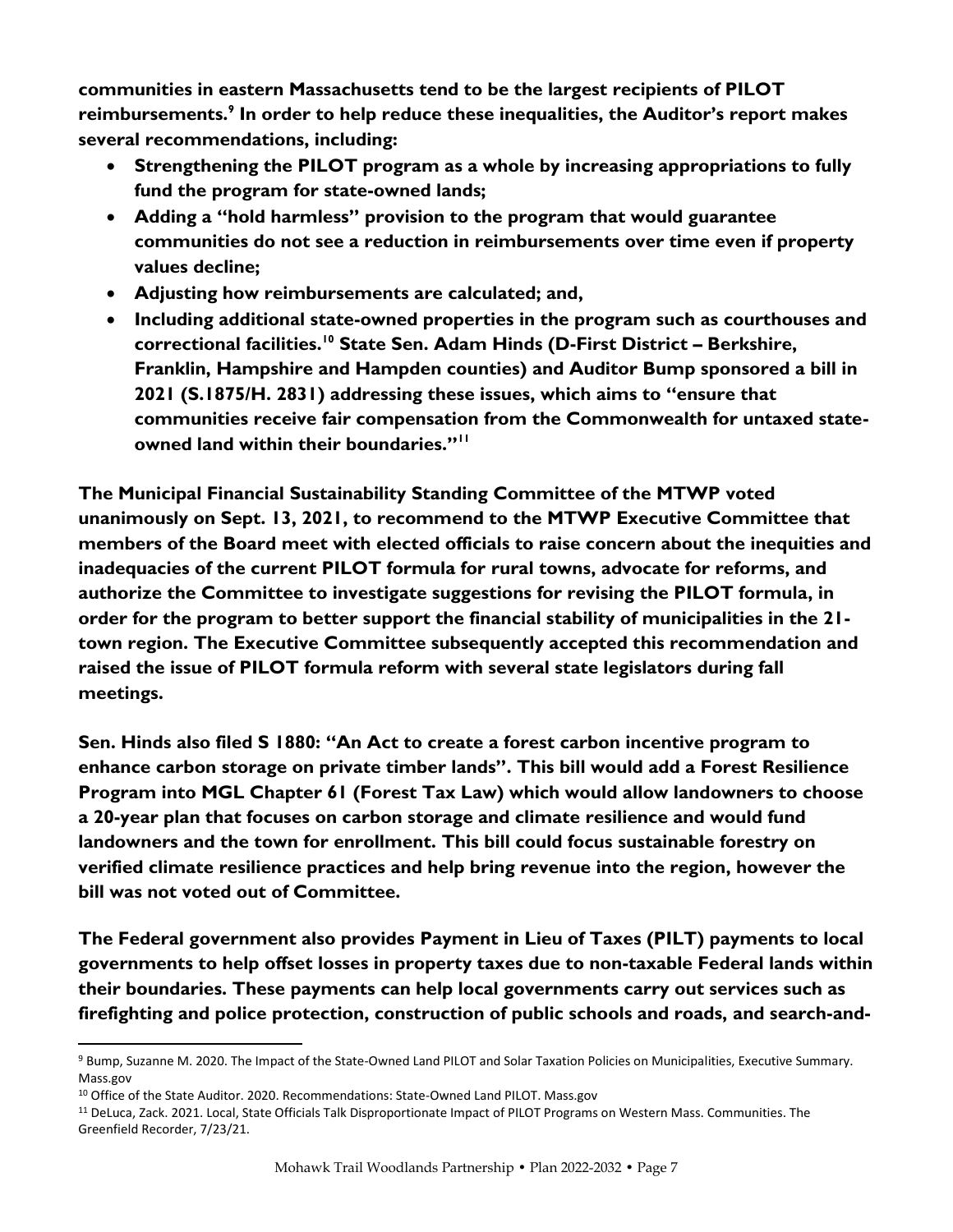**communities in eastern Massachusetts tend to be the largest recipients of PILOT reimbursements.[9] In order to help reduce these inequalities, the Auditor's report makes several recommendations, including:**

- **Strengthening the PILOT program as a whole by increasing appropriations to fully fund the program for state-owned lands;**
- **Adding a "hold harmless" provision to the program that would guarantee communities do not see a reduction in reimbursements over time even if property values decline;**
- **Adjusting how reimbursements are calculated; and,**
- **Including additional state-owned properties in the program such as courthouses and correctional facilities.[10] State Sen. Adam Hinds (D-First District – Berkshire, Franklin, Hampshire and Hampden counties) and Auditor Bump sponsored a bill in 2021 (S.1875/H. 2831) addressing these issues, which aims to "ensure that communities receive fair compensation from the Commonwealth for untaxed state-owned land within their boundaries."[11]**

**The Municipal Financial Sustainability Standing Committee of the MTWP voted unanimously on Sept. 13, 2021, to recommend to the MTWP Executive Committee that members of the Board meet with elected officials to raise concern about the inequities and inadequacies of the current PILOT formula for rural towns, advocate for reforms, and authorize the Committee to investigate suggestions for revising the PILOT formula, in order for the program to better support the financial stability of municipalities in the 21-town region. The Executive Committee subsequently accepted this recommendation and raised the issue of PILOT formula reform with several state legislators during fall meetings.**

**Sen. Hinds also filed S 1880: "An Act to create a forest carbon incentive program to enhance carbon storage on private timber lands". This bill would add a Forest Resilience Program into MGL Chapter 61 (Forest Tax Law) which would allow landowners to choose a 20-year plan that focuses on carbon storage and climate resilience and would fund landowners and the town for enrollment. This bill could focus sustainable forestry on verified climate resilience practices and help bring revenue into the region, however the bill was not voted out of Committee.**

**The Federal government also provides Payment in Lieu of Taxes (PILT) payments to local governments to help offset losses in property taxes due to non-taxable Federal lands within their boundaries. These payments can help local governments carry out services such as firefighting and police protection, construction of public schools and roads, and search-and-**

---

[9] Bump, Suzanne M. 2020. The Impact of the State-Owned Land PILOT and Solar Taxation Policies on Municipalities, Executive Summary. Mass.gov

[10] Office of the State Auditor. 2020. Recommendations: State-Owned Land PILOT. Mass.gov

[11] DeLuca, Zack. 2021. Local, State Officials Talk Disproportionate Impact of PILOT Programs on Western Mass. Communities. The Greenfield Recorder, 7/23/21.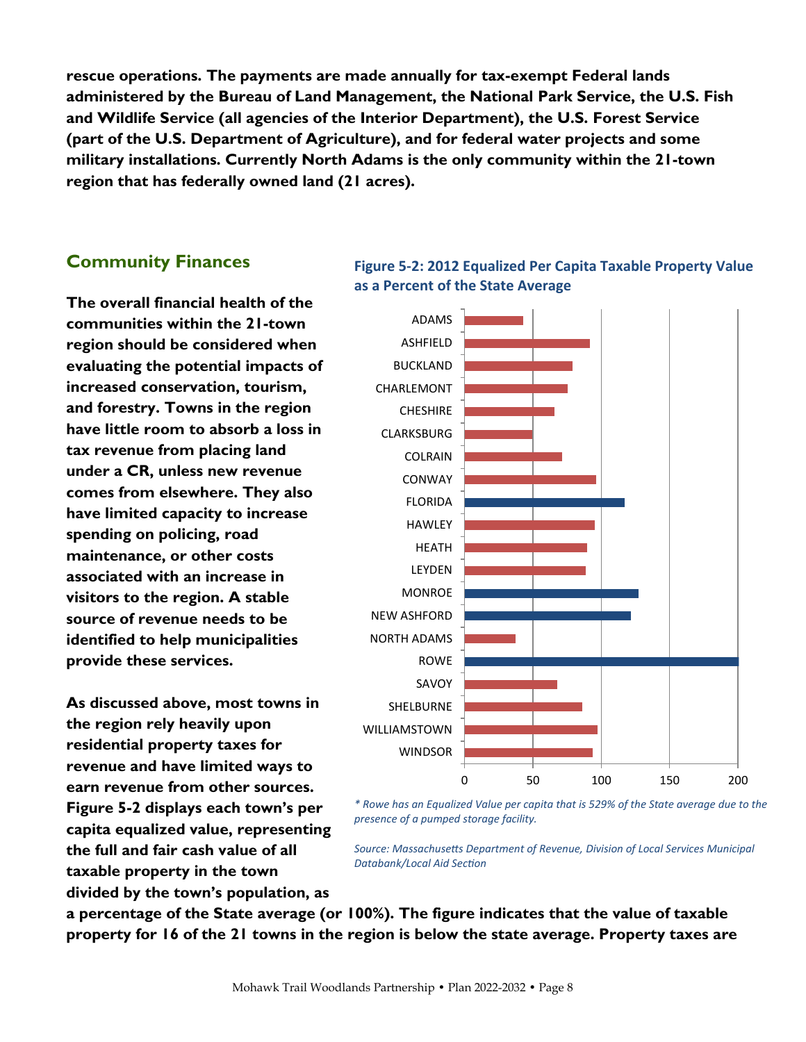**rescue operations. The payments are made annually for tax-exempt Federal lands administered by the Bureau of Land Management, the National Park Service, the U.S. Fish and Wildlife Service (all agencies of the Interior Department), the U.S. Forest Service (part of the U.S. Department of Agriculture), and for federal water projects and some military installations. Currently North Adams is the only community within the 21-town region that has federally owned land (21 acres).**

## Community Finances

**The overall financial health of the communities within the 21-town region should be considered when evaluating the potential impacts of increased conservation, tourism, and forestry. Towns in the region have little room to absorb a loss in tax revenue from placing land under a CR, unless new revenue comes from elsewhere. They also have limited capacity to increase spending on policing, road maintenance, or other costs associated with an increase in visitors to the region. A stable source of revenue needs to be identified to help municipalities provide these services.**

**As discussed above, most towns in the region rely heavily upon residential property taxes for revenue and have limited ways to earn revenue from other sources. Figure 5-2 displays each town's per capita equalized value, representing the full and fair cash value of all taxable property in the town divided by the town's population, as a percentage of the State average (or 100%). The figure indicates that the value of taxable property for 16 of the 21 towns in the region is below the state average. Property taxes are**

### Figure 5-2: 2012 Equalized Per Capita Taxable Property Value as a Percent of the State Average

*\* Rowe has an Equalized Value per capita that is 529% of the State average due to the presence of a pumped storage facility.*

*Source: Massachusetts Department of Revenue, Division of Local Services Municipal Databank/Local Aid Section*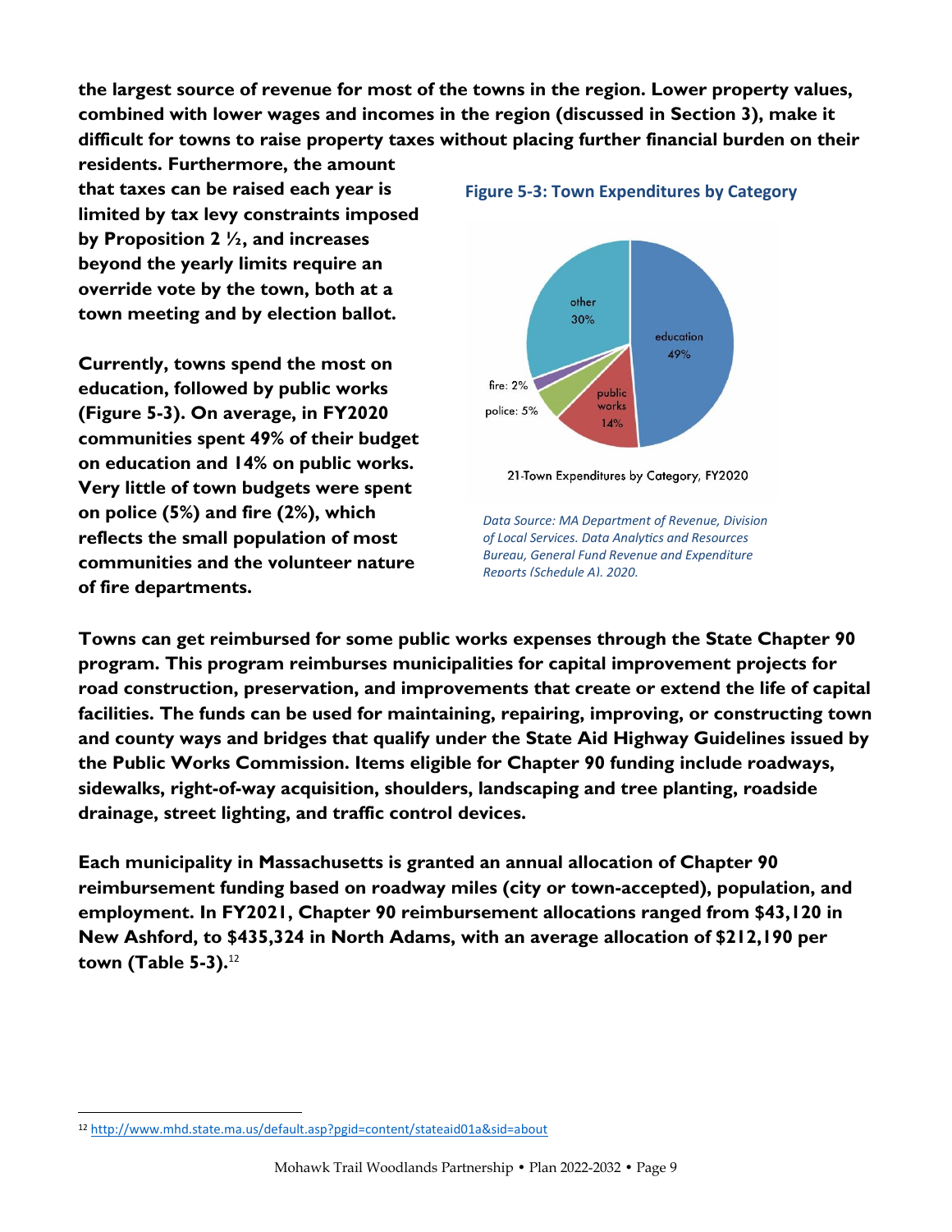**the largest source of revenue for most of the towns in the region. Lower property values, combined with lower wages and incomes in the region (discussed in Section 3), make it difficult for towns to raise property taxes without placing further financial burden on their residents. Furthermore, the amount that taxes can be raised each year is limited by tax levy constraints imposed by Proposition 2 ½, and increases beyond the yearly limits require an override vote by the town, both at a town meeting and by election ballot.**

**Currently, towns spend the most on education, followed by public works (Figure 5-3). On average, in FY2020 communities spent 49% of their budget on education and 14% on public works. Very little of town budgets were spent on police (5%) and fire (2%), which reflects the small population of most communities and the volunteer nature of fire departments.**

**Figure 5-3: Town Expenditures by Category**

other 30%
education 49%
fire: 2%
public works 14%
police: 5%

21-Town Expenditures by Category, FY2020

*Data Source: MA Department of Revenue, Division of Local Services. Data Analytics and Resources Bureau, General Fund Revenue and Expenditure Reports (Schedule A). 2020.*

**Towns can get reimbursed for some public works expenses through the State Chapter 90 program. This program reimburses municipalities for capital improvement projects for road construction, preservation, and improvements that create or extend the life of capital facilities. The funds can be used for maintaining, repairing, improving, or constructing town and county ways and bridges that qualify under the State Aid Highway Guidelines issued by the Public Works Commission. Items eligible for Chapter 90 funding include roadways, sidewalks, right-of-way acquisition, shoulders, landscaping and tree planting, roadside drainage, street lighting, and traffic control devices.**

**Each municipality in Massachusetts is granted an annual allocation of Chapter 90 reimbursement funding based on roadway miles (city or town-accepted), population, and employment. In FY2021, Chapter 90 reimbursement allocations ranged from $43,120 in New Ashford, to $435,324 in North Adams, with an average allocation of $212,190 per town (Table 5-3).**[12]

[12] http://www.mhd.state.ma.us/default.asp?pgid=content/stateaid01a&sid=about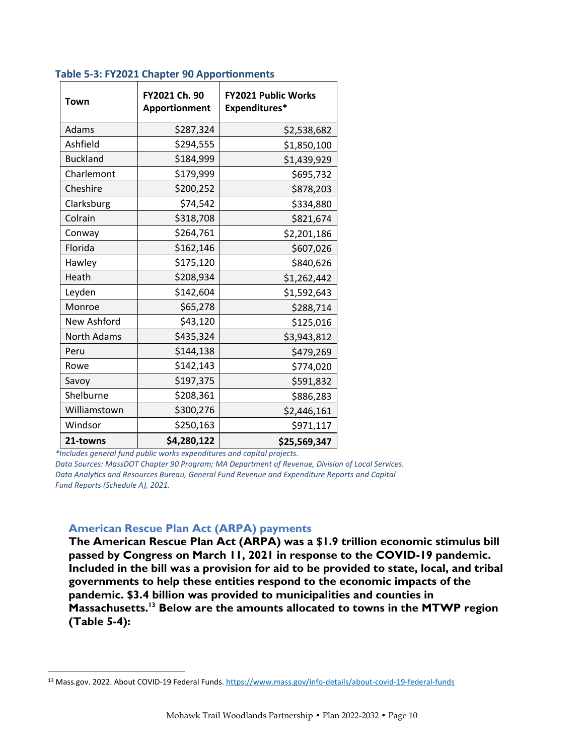**Table 5-3: FY2021 Chapter 90 Apportionments**

| Town | FY2021 Ch. 90 Apportionment | FY2021 Public Works Expenditures* |
|---|---:|---:|
| Adams | $287,324 | $2,538,682 |
| Ashfield | $294,555 | $1,850,100 |
| Buckland | $184,999 | $1,439,929 |
| Charlemont | $179,999 | $695,732 |
| Cheshire | $200,252 | $878,203 |
| Clarksburg | $74,542 | $334,880 |
| Colrain | $318,708 | $821,674 |
| Conway | $264,761 | $2,201,186 |
| Florida | $162,146 | $607,026 |
| Hawley | $175,120 | $840,626 |
| Heath | $208,934 | $1,262,442 |
| Leyden | $142,604 | $1,592,643 |
| Monroe | $65,278 | $288,714 |
| New Ashford | $43,120 | $125,016 |
| North Adams | $435,324 | $3,943,812 |
| Peru | $144,138 | $479,269 |
| Rowe | $142,143 | $774,020 |
| Savoy | $197,375 | $591,832 |
| Shelburne | $208,361 | $886,283 |
| Williamstown | $300,276 | $2,446,161 |
| Windsor | $250,163 | $971,117 |
| **21-towns** | **$4,280,122** | **$25,569,347** |

*\*Includes general fund public works expenditures and capital projects.*
*Data Sources: MassDOT Chapter 90 Program; MA Department of Revenue, Division of Local Services. Data Analytics and Resources Bureau, General Fund Revenue and Expenditure Reports and Capital Fund Reports (Schedule A), 2021.*

### American Rescue Plan Act (ARPA) payments

**The American Rescue Plan Act (ARPA) was a $1.9 trillion economic stimulus bill passed by Congress on March 11, 2021 in response to the COVID-19 pandemic. Included in the bill was a provision for aid to be provided to state, local, and tribal governments to help these entities respond to the economic impacts of the pandemic. $3.4 billion was provided to municipalities and counties in Massachusetts.[13] Below are the amounts allocated to towns in the MTWP region (Table 5-4):**

[13] Mass.gov. 2022. About COVID-19 Federal Funds. https://www.mass.gov/info-details/about-covid-19-federal-funds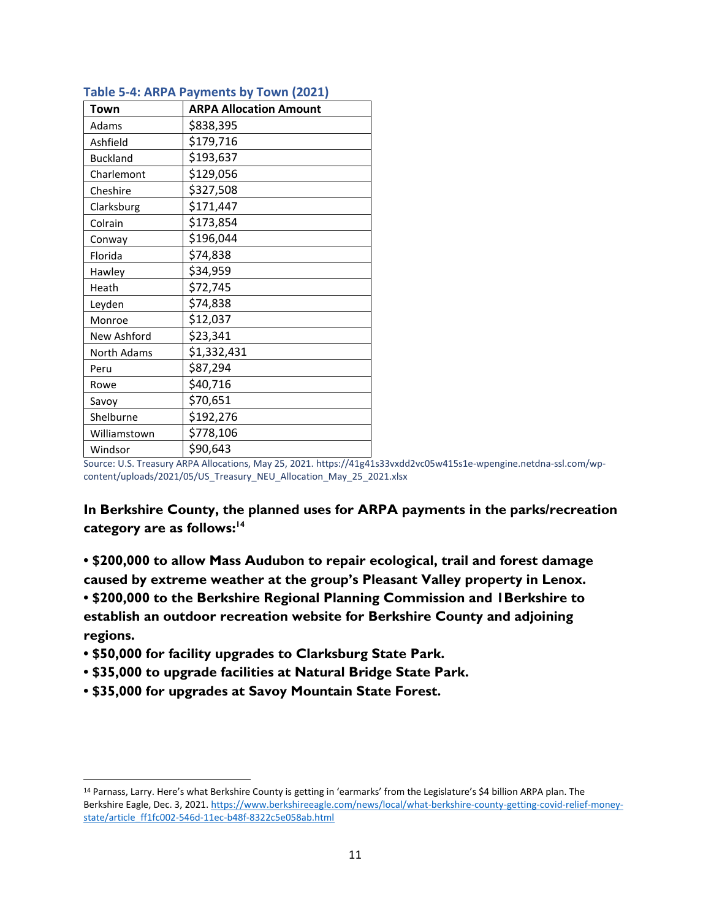### Table 5-4: ARPA Payments by Town (2021)

| Town | ARPA Allocation Amount |
|---|---|
| Adams | $838,395 |
| Ashfield | $179,716 |
| Buckland | $193,637 |
| Charlemont | $129,056 |
| Cheshire | $327,508 |
| Clarksburg | $171,447 |
| Colrain | $173,854 |
| Conway | $196,044 |
| Florida | $74,838 |
| Hawley | $34,959 |
| Heath | $72,745 |
| Leyden | $74,838 |
| Monroe | $12,037 |
| New Ashford | $23,341 |
| North Adams | $1,332,431 |
| Peru | $87,294 |
| Rowe | $40,716 |
| Savoy | $70,651 |
| Shelburne | $192,276 |
| Williamstown | $778,106 |
| Windsor | $90,643 |

Source: U.S. Treasury ARPA Allocations, May 25, 2021. https://41g41s33vxdd2vc05w415s1e-wpengine.netdna-ssl.com/wp-content/uploads/2021/05/US_Treasury_NEU_Allocation_May_25_2021.xlsx

**In Berkshire County, the planned uses for ARPA payments in the parks/recreation category are as follows:[14]**

- **$200,000 to allow Mass Audubon to repair ecological, trail and forest damage caused by extreme weather at the group's Pleasant Valley property in Lenox.**
- **$200,000 to the Berkshire Regional Planning Commission and 1Berkshire to establish an outdoor recreation website for Berkshire County and adjoining regions.**
- **$50,000 for facility upgrades to Clarksburg State Park.**
- **$35,000 to upgrade facilities at Natural Bridge State Park.**
- **$35,000 for upgrades at Savoy Mountain State Forest.**

---

[14] Parnass, Larry. Here's what Berkshire County is getting in 'earmarks' from the Legislature's $4 billion ARPA plan. The Berkshire Eagle, Dec. 3, 2021. https://www.berkshireeagle.com/news/local/what-berkshire-county-getting-covid-relief-money-state/article_ff1fc002-546d-11ec-b48f-8322c5e058ab.html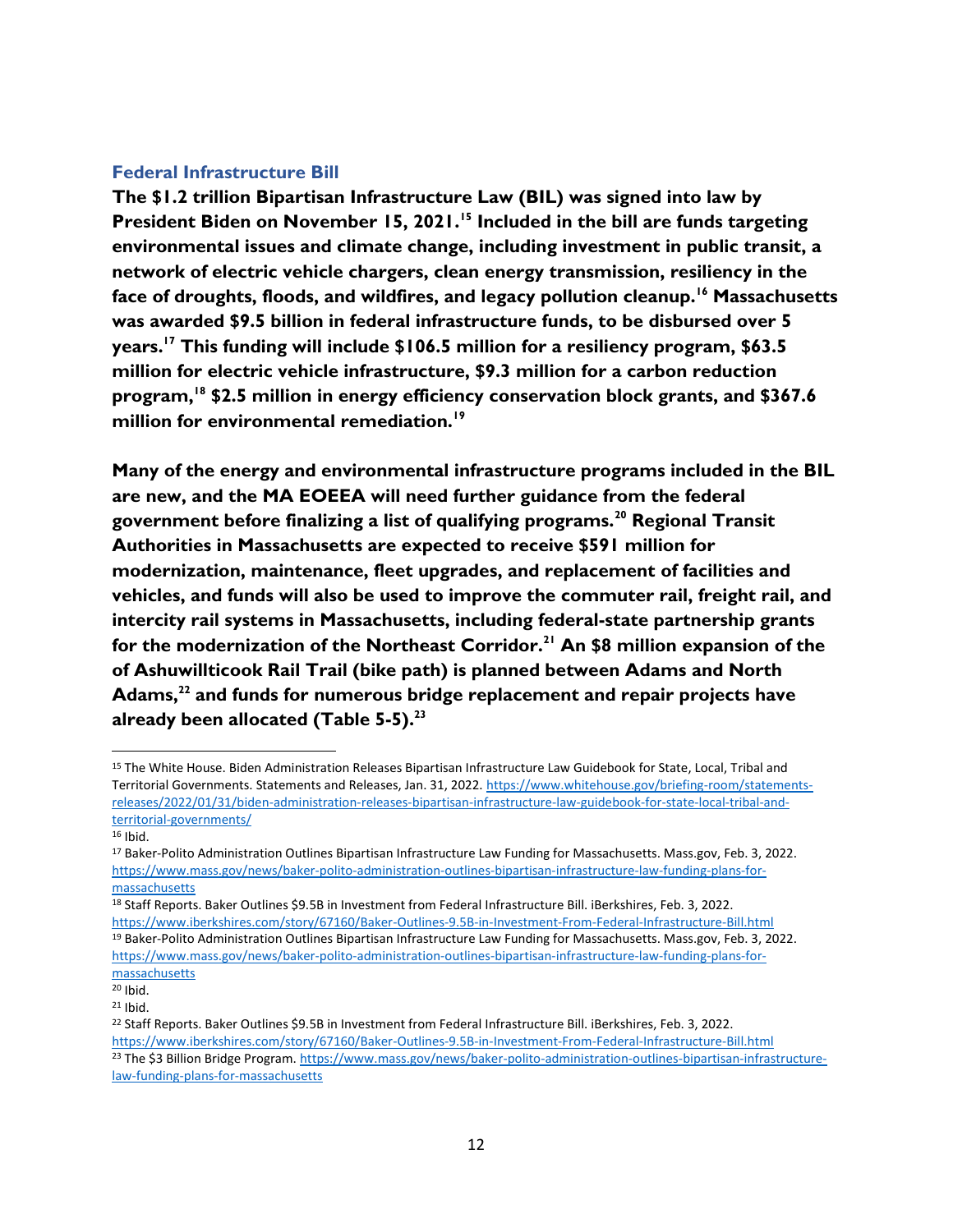## Federal Infrastructure Bill

**The $1.2 trillion Bipartisan Infrastructure Law (BIL) was signed into law by President Biden on November 15, 2021.[15] Included in the bill are funds targeting environmental issues and climate change, including investment in public transit, a network of electric vehicle chargers, clean energy transmission, resiliency in the face of droughts, floods, and wildfires, and legacy pollution cleanup.[16] Massachusetts was awarded $9.5 billion in federal infrastructure funds, to be disbursed over 5 years.[17] This funding will include $106.5 million for a resiliency program, $63.5 million for electric vehicle infrastructure, $9.3 million for a carbon reduction program,[18] $2.5 million in energy efficiency conservation block grants, and $367.6 million for environmental remediation.[19]**

**Many of the energy and environmental infrastructure programs included in the BIL are new, and the MA EOEEA will need further guidance from the federal government before finalizing a list of qualifying programs.[20] Regional Transit Authorities in Massachusetts are expected to receive $591 million for modernization, maintenance, fleet upgrades, and replacement of facilities and vehicles, and funds will also be used to improve the commuter rail, freight rail, and intercity rail systems in Massachusetts, including federal-state partnership grants for the modernization of the Northeast Corridor.[21] An $8 million expansion of the of Ashuwillticook Rail Trail (bike path) is planned between Adams and North Adams,[22] and funds for numerous bridge replacement and repair projects have already been allocated (Table 5-5).[23]**

---

[15] The White House. Biden Administration Releases Bipartisan Infrastructure Law Guidebook for State, Local, Tribal and Territorial Governments. Statements and Releases, Jan. 31, 2022. https://www.whitehouse.gov/briefing-room/statements-releases/2022/01/31/biden-administration-releases-bipartisan-infrastructure-law-guidebook-for-state-local-tribal-and-territorial-governments/

[16] Ibid.

[17] Baker-Polito Administration Outlines Bipartisan Infrastructure Law Funding for Massachusetts. Mass.gov, Feb. 3, 2022. https://www.mass.gov/news/baker-polito-administration-outlines-bipartisan-infrastructure-law-funding-plans-for-massachusetts

[18] Staff Reports. Baker Outlines $9.5B in Investment from Federal Infrastructure Bill. iBerkshires, Feb. 3, 2022. https://www.iberkshires.com/story/67160/Baker-Outlines-9.5B-in-Investment-From-Federal-Infrastructure-Bill.html

[19] Baker-Polito Administration Outlines Bipartisan Infrastructure Law Funding for Massachusetts. Mass.gov, Feb. 3, 2022. https://www.mass.gov/news/baker-polito-administration-outlines-bipartisan-infrastructure-law-funding-plans-for-massachusetts

[20] Ibid.

[21] Ibid.

[22] Staff Reports. Baker Outlines $9.5B in Investment from Federal Infrastructure Bill. iBerkshires, Feb. 3, 2022. https://www.iberkshires.com/story/67160/Baker-Outlines-9.5B-in-Investment-From-Federal-Infrastructure-Bill.html

[23] The $3 Billion Bridge Program. https://www.mass.gov/news/baker-polito-administration-outlines-bipartisan-infrastructure-law-funding-plans-for-massachusetts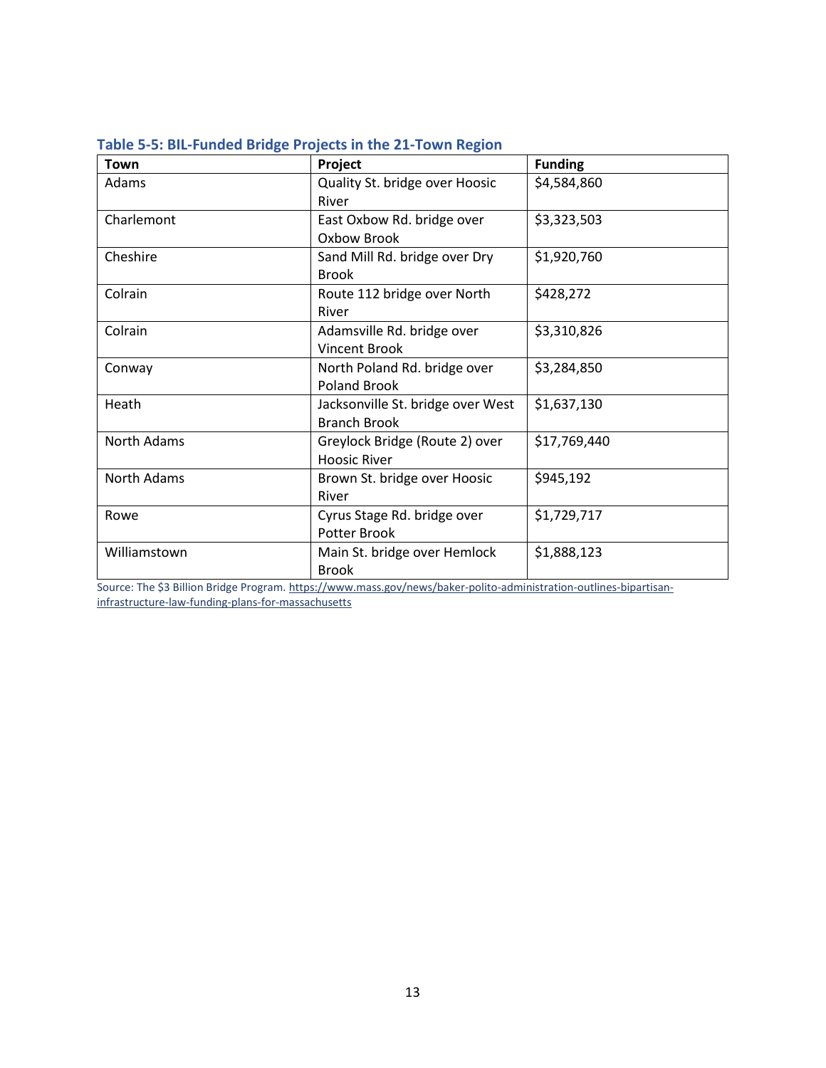**Table 5-5: BIL-Funded Bridge Projects in the 21-Town Region**

| Town | Project | Funding |
|---|---|---|
| Adams | Quality St. bridge over Hoosic River | $4,584,860 |
| Charlemont | East Oxbow Rd. bridge over Oxbow Brook | $3,323,503 |
| Cheshire | Sand Mill Rd. bridge over Dry Brook | $1,920,760 |
| Colrain | Route 112 bridge over North River | $428,272 |
| Colrain | Adamsville Rd. bridge over Vincent Brook | $3,310,826 |
| Conway | North Poland Rd. bridge over Poland Brook | $3,284,850 |
| Heath | Jacksonville St. bridge over West Branch Brook | $1,637,130 |
| North Adams | Greylock Bridge (Route 2) over Hoosic River | $17,769,440 |
| North Adams | Brown St. bridge over Hoosic River | $945,192 |
| Rowe | Cyrus Stage Rd. bridge over Potter Brook | $1,729,717 |
| Williamstown | Main St. bridge over Hemlock Brook | $1,888,123 |

Source: The $3 Billion Bridge Program. https://www.mass.gov/news/baker-polito-administration-outlines-bipartisan-infrastructure-law-funding-plans-for-massachusetts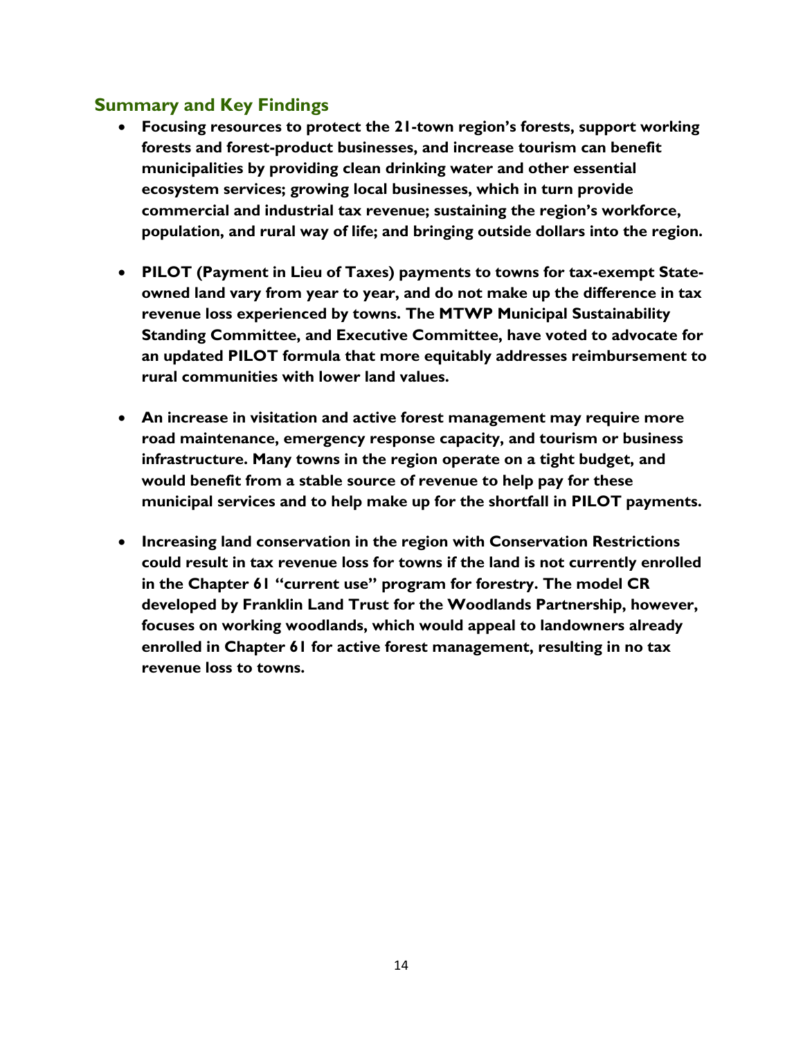## Summary and Key Findings

- **Focusing resources to protect the 21-town region's forests, support working forests and forest-product businesses, and increase tourism can benefit municipalities by providing clean drinking water and other essential ecosystem services; growing local businesses, which in turn provide commercial and industrial tax revenue; sustaining the region's workforce, population, and rural way of life; and bringing outside dollars into the region.**

- **PILOT (Payment in Lieu of Taxes) payments to towns for tax-exempt State-owned land vary from year to year, and do not make up the difference in tax revenue loss experienced by towns. The MTWP Municipal Sustainability Standing Committee, and Executive Committee, have voted to advocate for an updated PILOT formula that more equitably addresses reimbursement to rural communities with lower land values.**

- **An increase in visitation and active forest management may require more road maintenance, emergency response capacity, and tourism or business infrastructure. Many towns in the region operate on a tight budget, and would benefit from a stable source of revenue to help pay for these municipal services and to help make up for the shortfall in PILOT payments.**

- **Increasing land conservation in the region with Conservation Restrictions could result in tax revenue loss for towns if the land is not currently enrolled in the Chapter 61 "current use" program for forestry. The model CR developed by Franklin Land Trust for the Woodlands Partnership, however, focuses on working woodlands, which would appeal to landowners already enrolled in Chapter 61 for active forest management, resulting in no tax revenue loss to towns.**